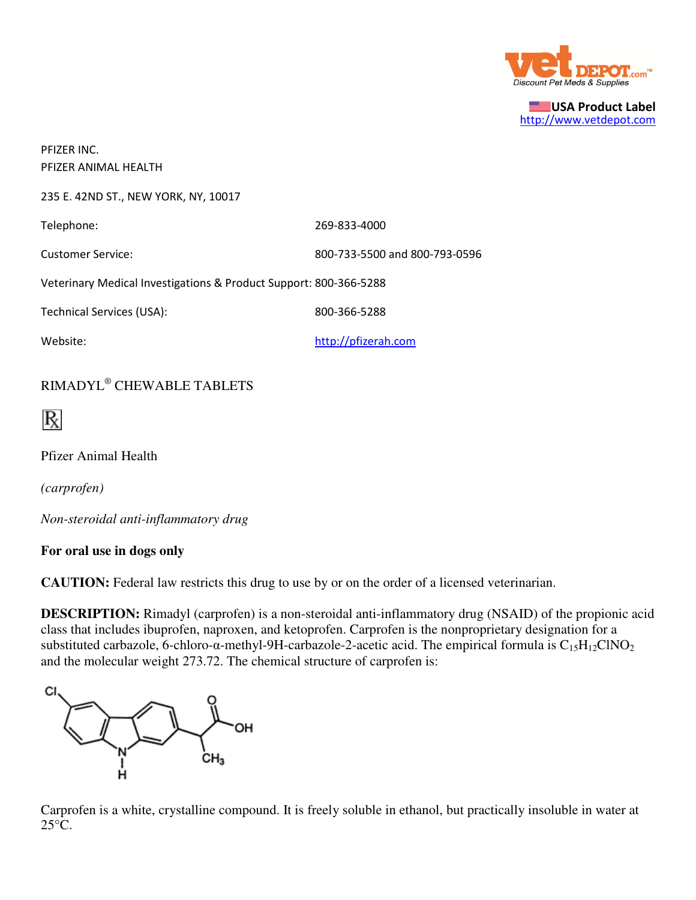USA Product Label
http://www.vetdepot.com

PFIZER INC.
PFIZER ANIMAL HEALTH

235 E. 42ND ST., NEW YORK, NY, 10017

| | |
|---|---|
| Telephone: | 269-833-4000 |
| Customer Service: | 800-733-5500 and 800-793-0596 |
| Veterinary Medical Investigations & Product Support: | 800-366-5288 |
| Technical Services (USA): | 800-366-5288 |
| Website: | http://pfizerah.com |

# RIMADYL® CHEWABLE TABLETS

℞

Pfizer Animal Health

*(carprofen)*

*Non-steroidal anti-inflammatory drug*

**For oral use in dogs only**

**CAUTION:** Federal law restricts this drug to use by or on the order of a licensed veterinarian.

**DESCRIPTION:** Rimadyl (carprofen) is a non-steroidal anti-inflammatory drug (NSAID) of the propionic acid class that includes ibuprofen, naproxen, and ketoprofen. Carprofen is the nonproprietary designation for a substituted carbazole, 6-chloro-α-methyl-9H-carbazole-2-acetic acid. The empirical formula is $C_{15}H_{12}ClNO_2$ and the molecular weight 273.72. The chemical structure of carprofen is:

Carprofen is a white, crystalline compound. It is freely soluble in ethanol, but practically insoluble in water at 25°C.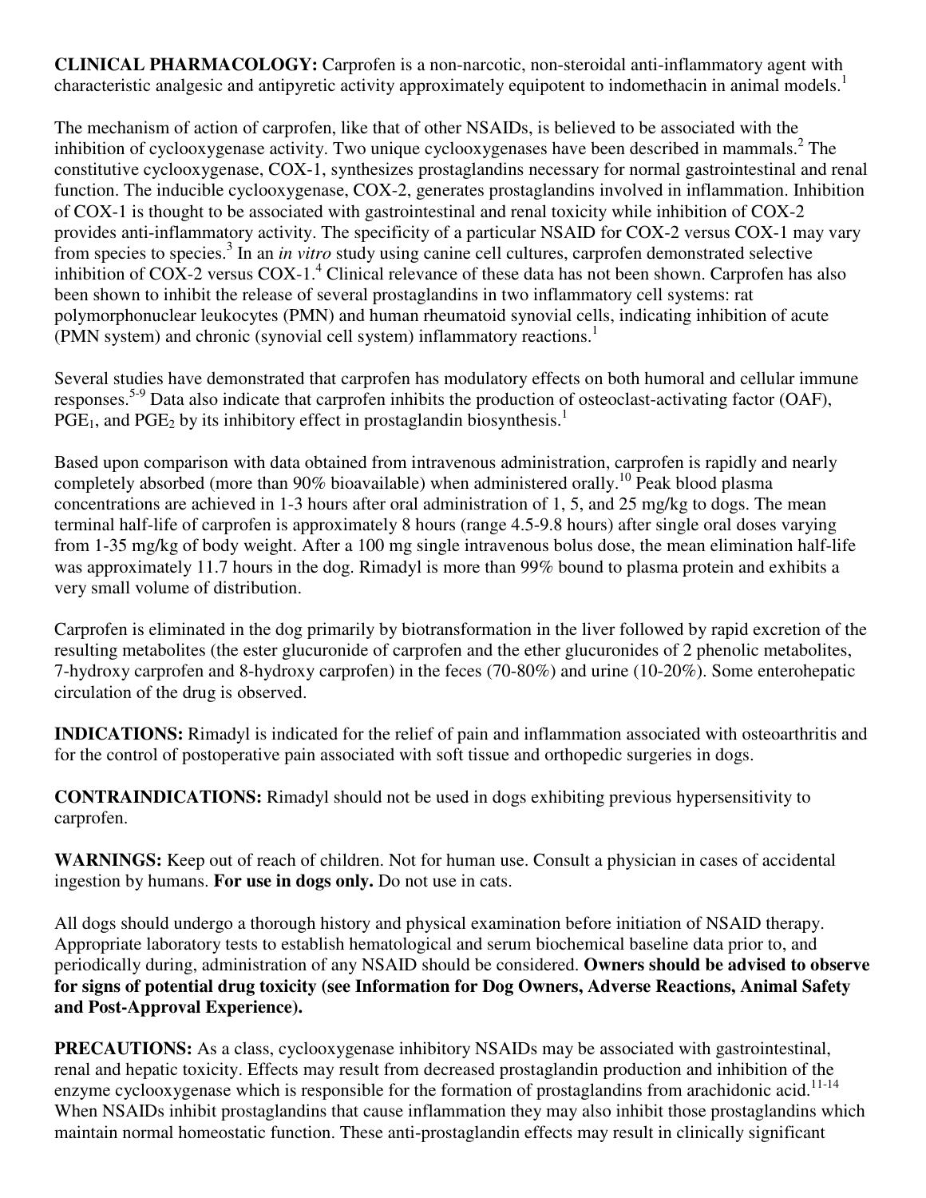**CLINICAL PHARMACOLOGY:** Carprofen is a non-narcotic, non-steroidal anti-inflammatory agent with characteristic analgesic and antipyretic activity approximately equipotent to indomethacin in animal models.[1]

The mechanism of action of carprofen, like that of other NSAIDs, is believed to be associated with the inhibition of cyclooxygenase activity. Two unique cyclooxygenases have been described in mammals.[2] The constitutive cyclooxygenase, COX-1, synthesizes prostaglandins necessary for normal gastrointestinal and renal function. The inducible cyclooxygenase, COX-2, generates prostaglandins involved in inflammation. Inhibition of COX-1 is thought to be associated with gastrointestinal and renal toxicity while inhibition of COX-2 provides anti-inflammatory activity. The specificity of a particular NSAID for COX-2 versus COX-1 may vary from species to species.[3] In an *in vitro* study using canine cell cultures, carprofen demonstrated selective inhibition of COX-2 versus COX-1.[4] Clinical relevance of these data has not been shown. Carprofen has also been shown to inhibit the release of several prostaglandins in two inflammatory cell systems: rat polymorphonuclear leukocytes (PMN) and human rheumatoid synovial cells, indicating inhibition of acute (PMN system) and chronic (synovial cell system) inflammatory reactions.[1]

Several studies have demonstrated that carprofen has modulatory effects on both humoral and cellular immune responses.[5-9] Data also indicate that carprofen inhibits the production of osteoclast-activating factor (OAF), $PGE_1$, and $PGE_2$ by its inhibitory effect in prostaglandin biosynthesis.[1]

Based upon comparison with data obtained from intravenous administration, carprofen is rapidly and nearly completely absorbed (more than 90% bioavailable) when administered orally.[10] Peak blood plasma concentrations are achieved in 1-3 hours after oral administration of 1, 5, and 25 mg/kg to dogs. The mean terminal half-life of carprofen is approximately 8 hours (range 4.5-9.8 hours) after single oral doses varying from 1-35 mg/kg of body weight. After a 100 mg single intravenous bolus dose, the mean elimination half-life was approximately 11.7 hours in the dog. Rimadyl is more than 99% bound to plasma protein and exhibits a very small volume of distribution.

Carprofen is eliminated in the dog primarily by biotransformation in the liver followed by rapid excretion of the resulting metabolites (the ester glucuronide of carprofen and the ether glucuronides of 2 phenolic metabolites, 7-hydroxy carprofen and 8-hydroxy carprofen) in the feces (70-80%) and urine (10-20%). Some enterohepatic circulation of the drug is observed.

**INDICATIONS:** Rimadyl is indicated for the relief of pain and inflammation associated with osteoarthritis and for the control of postoperative pain associated with soft tissue and orthopedic surgeries in dogs.

**CONTRAINDICATIONS:** Rimadyl should not be used in dogs exhibiting previous hypersensitivity to carprofen.

**WARNINGS:** Keep out of reach of children. Not for human use. Consult a physician in cases of accidental ingestion by humans. **For use in dogs only.** Do not use in cats.

All dogs should undergo a thorough history and physical examination before initiation of NSAID therapy. Appropriate laboratory tests to establish hematological and serum biochemical baseline data prior to, and periodically during, administration of any NSAID should be considered. **Owners should be advised to observe for signs of potential drug toxicity (see Information for Dog Owners, Adverse Reactions, Animal Safety and Post-Approval Experience).**

**PRECAUTIONS:** As a class, cyclooxygenase inhibitory NSAIDs may be associated with gastrointestinal, renal and hepatic toxicity. Effects may result from decreased prostaglandin production and inhibition of the enzyme cyclooxygenase which is responsible for the formation of prostaglandins from arachidonic acid.[11-14] When NSAIDs inhibit prostaglandins that cause inflammation they may also inhibit those prostaglandins which maintain normal homeostatic function. These anti-prostaglandin effects may result in clinically significant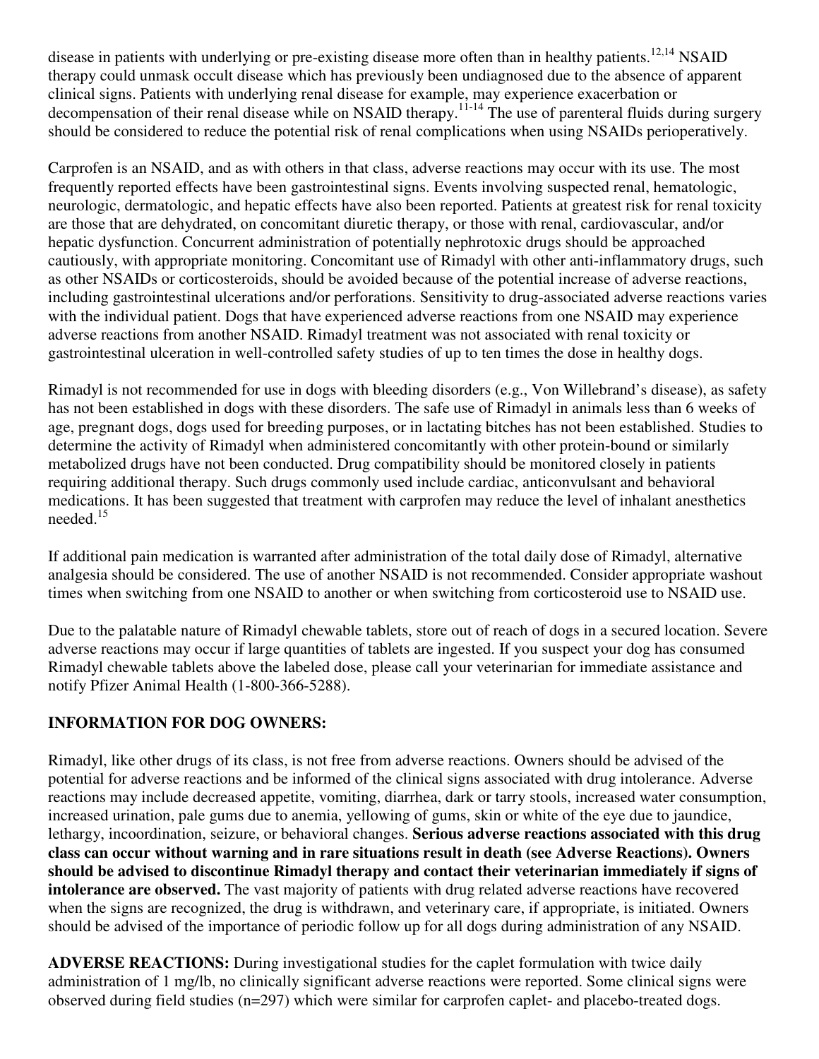disease in patients with underlying or pre-existing disease more often than in healthy patients.[12,14] NSAID therapy could unmask occult disease which has previously been undiagnosed due to the absence of apparent clinical signs. Patients with underlying renal disease for example, may experience exacerbation or decompensation of their renal disease while on NSAID therapy.[11-14] The use of parenteral fluids during surgery should be considered to reduce the potential risk of renal complications when using NSAIDs perioperatively.

Carprofen is an NSAID, and as with others in that class, adverse reactions may occur with its use. The most frequently reported effects have been gastrointestinal signs. Events involving suspected renal, hematologic, neurologic, dermatologic, and hepatic effects have also been reported. Patients at greatest risk for renal toxicity are those that are dehydrated, on concomitant diuretic therapy, or those with renal, cardiovascular, and/or hepatic dysfunction. Concurrent administration of potentially nephrotoxic drugs should be approached cautiously, with appropriate monitoring. Concomitant use of Rimadyl with other anti-inflammatory drugs, such as other NSAIDs or corticosteroids, should be avoided because of the potential increase of adverse reactions, including gastrointestinal ulcerations and/or perforations. Sensitivity to drug-associated adverse reactions varies with the individual patient. Dogs that have experienced adverse reactions from one NSAID may experience adverse reactions from another NSAID. Rimadyl treatment was not associated with renal toxicity or gastrointestinal ulceration in well-controlled safety studies of up to ten times the dose in healthy dogs.

Rimadyl is not recommended for use in dogs with bleeding disorders (e.g., Von Willebrand's disease), as safety has not been established in dogs with these disorders. The safe use of Rimadyl in animals less than 6 weeks of age, pregnant dogs, dogs used for breeding purposes, or in lactating bitches has not been established. Studies to determine the activity of Rimadyl when administered concomitantly with other protein-bound or similarly metabolized drugs have not been conducted. Drug compatibility should be monitored closely in patients requiring additional therapy. Such drugs commonly used include cardiac, anticonvulsant and behavioral medications. It has been suggested that treatment with carprofen may reduce the level of inhalant anesthetics needed.[15]

If additional pain medication is warranted after administration of the total daily dose of Rimadyl, alternative analgesia should be considered. The use of another NSAID is not recommended. Consider appropriate washout times when switching from one NSAID to another or when switching from corticosteroid use to NSAID use.

Due to the palatable nature of Rimadyl chewable tablets, store out of reach of dogs in a secured location. Severe adverse reactions may occur if large quantities of tablets are ingested. If you suspect your dog has consumed Rimadyl chewable tablets above the labeled dose, please call your veterinarian for immediate assistance and notify Pfizer Animal Health (1-800-366-5288).

**INFORMATION FOR DOG OWNERS:**

Rimadyl, like other drugs of its class, is not free from adverse reactions. Owners should be advised of the potential for adverse reactions and be informed of the clinical signs associated with drug intolerance. Adverse reactions may include decreased appetite, vomiting, diarrhea, dark or tarry stools, increased water consumption, increased urination, pale gums due to anemia, yellowing of gums, skin or white of the eye due to jaundice, lethargy, incoordination, seizure, or behavioral changes. **Serious adverse reactions associated with this drug class can occur without warning and in rare situations result in death (see Adverse Reactions). Owners should be advised to discontinue Rimadyl therapy and contact their veterinarian immediately if signs of intolerance are observed.** The vast majority of patients with drug related adverse reactions have recovered when the signs are recognized, the drug is withdrawn, and veterinary care, if appropriate, is initiated. Owners should be advised of the importance of periodic follow up for all dogs during administration of any NSAID.

**ADVERSE REACTIONS:** During investigational studies for the caplet formulation with twice daily administration of 1 mg/lb, no clinically significant adverse reactions were reported. Some clinical signs were observed during field studies (n=297) which were similar for carprofen caplet- and placebo-treated dogs.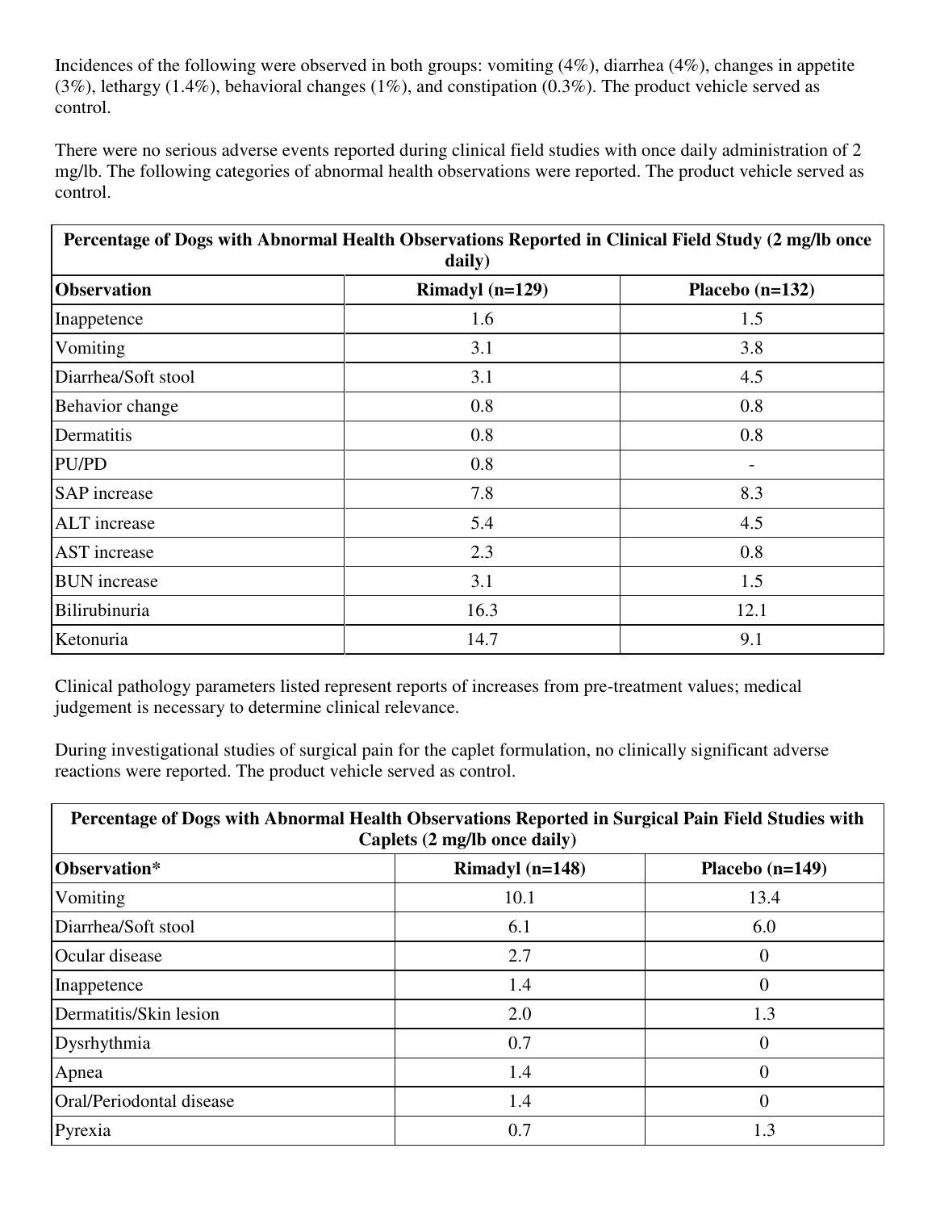Incidences of the following were observed in both groups: vomiting (4%), diarrhea (4%), changes in appetite (3%), lethargy (1.4%), behavioral changes (1%), and constipation (0.3%). The product vehicle served as control.

There were no serious adverse events reported during clinical field studies with once daily administration of 2 mg/lb. The following categories of abnormal health observations were reported. The product vehicle served as control.

| **Percentage of Dogs with Abnormal Health Observations Reported in Clinical Field Study (2 mg/lb once daily)** | | |
|---|---|---|
| **Observation** | **Rimadyl (n=129)** | **Placebo (n=132)** |
| Inappetence | 1.6 | 1.5 |
| Vomiting | 3.1 | 3.8 |
| Diarrhea/Soft stool | 3.1 | 4.5 |
| Behavior change | 0.8 | 0.8 |
| Dermatitis | 0.8 | 0.8 |
| PU/PD | 0.8 | - |
| SAP increase | 7.8 | 8.3 |
| ALT increase | 5.4 | 4.5 |
| AST increase | 2.3 | 0.8 |
| BUN increase | 3.1 | 1.5 |
| Bilirubinuria | 16.3 | 12.1 |
| Ketonuria | 14.7 | 9.1 |

Clinical pathology parameters listed represent reports of increases from pre-treatment values; medical judgement is necessary to determine clinical relevance.

During investigational studies of surgical pain for the caplet formulation, no clinically significant adverse reactions were reported. The product vehicle served as control.

| **Percentage of Dogs with Abnormal Health Observations Reported in Surgical Pain Field Studies with Caplets (2 mg/lb once daily)** | | |
|---|---|---|
| **Observation*** | **Rimadyl (n=148)** | **Placebo (n=149)** |
| Vomiting | 10.1 | 13.4 |
| Diarrhea/Soft stool | 6.1 | 6.0 |
| Ocular disease | 2.7 | 0 |
| Inappetence | 1.4 | 0 |
| Dermatitis/Skin lesion | 2.0 | 1.3 |
| Dysrhythmia | 0.7 | 0 |
| Apnea | 1.4 | 0 |
| Oral/Periodontal disease | 1.4 | 0 |
| Pyrexia | 0.7 | 1.3 |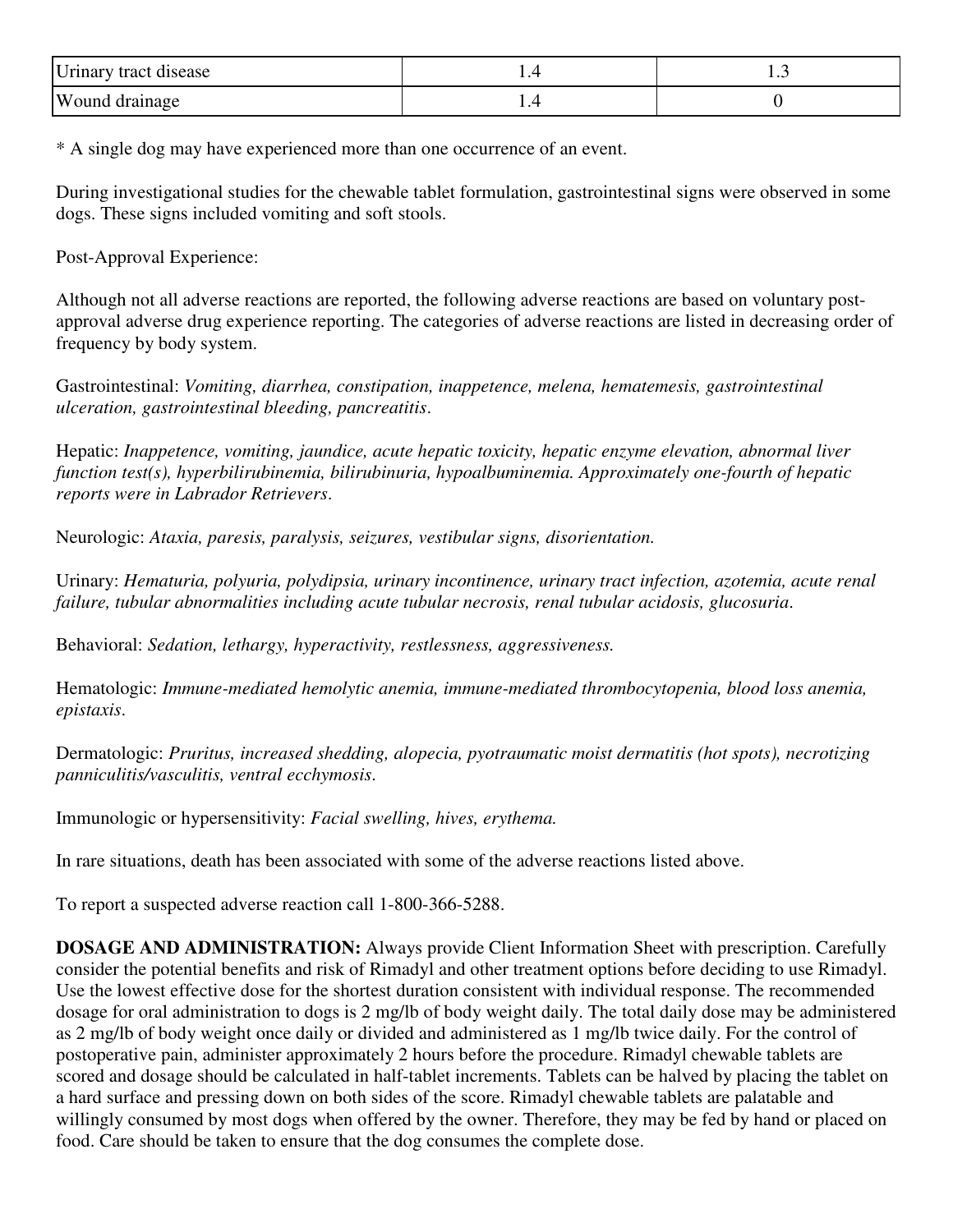| Urinary tract disease | 1.4 | 1.3 |
| --- | --- | --- |
| Wound drainage | 1.4 | 0 |

* A single dog may have experienced more than one occurrence of an event.

During investigational studies for the chewable tablet formulation, gastrointestinal signs were observed in some dogs. These signs included vomiting and soft stools.

Post-Approval Experience:

Although not all adverse reactions are reported, the following adverse reactions are based on voluntary post-approval adverse drug experience reporting. The categories of adverse reactions are listed in decreasing order of frequency by body system.

Gastrointestinal: *Vomiting, diarrhea, constipation, inappetence, melena, hematemesis, gastrointestinal ulceration, gastrointestinal bleeding, pancreatitis*.

Hepatic: *Inappetence, vomiting, jaundice, acute hepatic toxicity, hepatic enzyme elevation, abnormal liver function test(s), hyperbilirubinemia, bilirubinuria, hypoalbuminemia. Approximately one-fourth of hepatic reports were in Labrador Retrievers*.

Neurologic: *Ataxia, paresis, paralysis, seizures, vestibular signs, disorientation.*

Urinary: *Hematuria, polyuria, polydipsia, urinary incontinence, urinary tract infection, azotemia, acute renal failure, tubular abnormalities including acute tubular necrosis, renal tubular acidosis, glucosuria*.

Behavioral: *Sedation, lethargy, hyperactivity, restlessness, aggressiveness.*

Hematologic: *Immune-mediated hemolytic anemia, immune-mediated thrombocytopenia, blood loss anemia, epistaxis*.

Dermatologic: *Pruritus, increased shedding, alopecia, pyotraumatic moist dermatitis (hot spots), necrotizing panniculitis/vasculitis, ventral ecchymosis*.

Immunologic or hypersensitivity: *Facial swelling, hives, erythema.*

In rare situations, death has been associated with some of the adverse reactions listed above.

To report a suspected adverse reaction call 1-800-366-5288.

**DOSAGE AND ADMINISTRATION:** Always provide Client Information Sheet with prescription. Carefully consider the potential benefits and risk of Rimadyl and other treatment options before deciding to use Rimadyl. Use the lowest effective dose for the shortest duration consistent with individual response. The recommended dosage for oral administration to dogs is 2 mg/lb of body weight daily. The total daily dose may be administered as 2 mg/lb of body weight once daily or divided and administered as 1 mg/lb twice daily. For the control of postoperative pain, administer approximately 2 hours before the procedure. Rimadyl chewable tablets are scored and dosage should be calculated in half-tablet increments. Tablets can be halved by placing the tablet on a hard surface and pressing down on both sides of the score. Rimadyl chewable tablets are palatable and willingly consumed by most dogs when offered by the owner. Therefore, they may be fed by hand or placed on food. Care should be taken to ensure that the dog consumes the complete dose.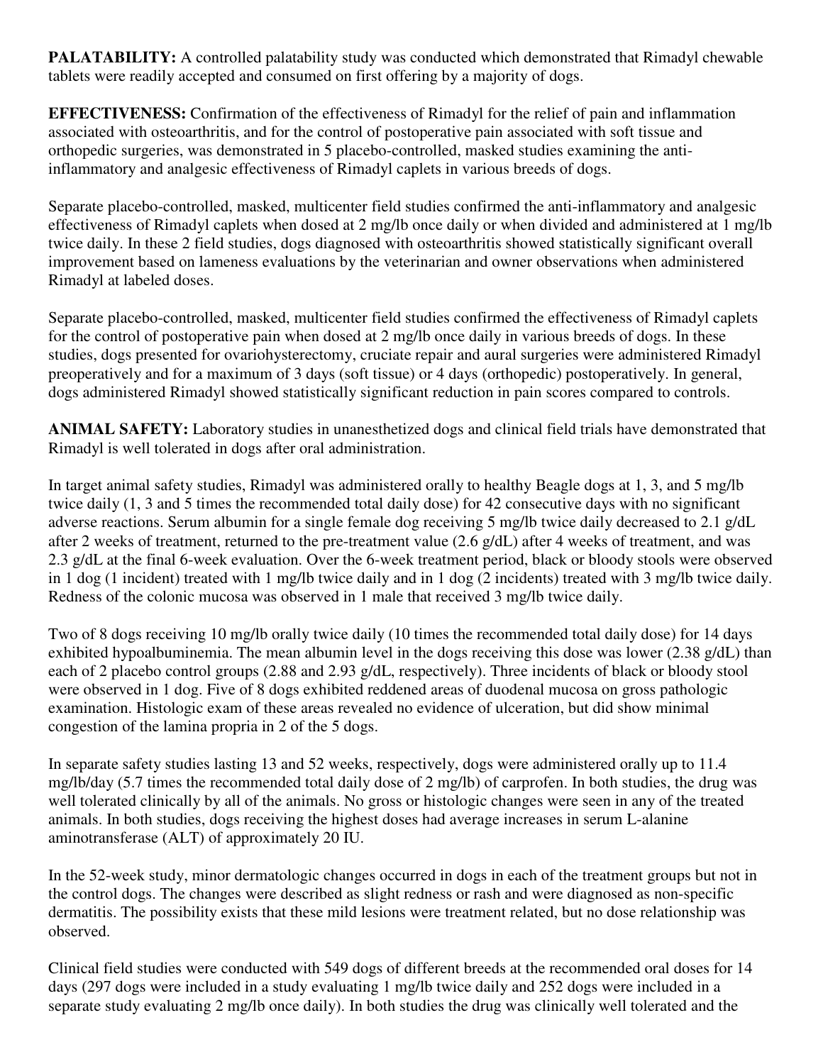**PALATABILITY:** A controlled palatability study was conducted which demonstrated that Rimadyl chewable tablets were readily accepted and consumed on first offering by a majority of dogs.

**EFFECTIVENESS:** Confirmation of the effectiveness of Rimadyl for the relief of pain and inflammation associated with osteoarthritis, and for the control of postoperative pain associated with soft tissue and orthopedic surgeries, was demonstrated in 5 placebo-controlled, masked studies examining the anti-inflammatory and analgesic effectiveness of Rimadyl caplets in various breeds of dogs.

Separate placebo-controlled, masked, multicenter field studies confirmed the anti-inflammatory and analgesic effectiveness of Rimadyl caplets when dosed at 2 mg/lb once daily or when divided and administered at 1 mg/lb twice daily. In these 2 field studies, dogs diagnosed with osteoarthritis showed statistically significant overall improvement based on lameness evaluations by the veterinarian and owner observations when administered Rimadyl at labeled doses.

Separate placebo-controlled, masked, multicenter field studies confirmed the effectiveness of Rimadyl caplets for the control of postoperative pain when dosed at 2 mg/lb once daily in various breeds of dogs. In these studies, dogs presented for ovariohysterectomy, cruciate repair and aural surgeries were administered Rimadyl preoperatively and for a maximum of 3 days (soft tissue) or 4 days (orthopedic) postoperatively. In general, dogs administered Rimadyl showed statistically significant reduction in pain scores compared to controls.

**ANIMAL SAFETY:** Laboratory studies in unanesthetized dogs and clinical field trials have demonstrated that Rimadyl is well tolerated in dogs after oral administration.

In target animal safety studies, Rimadyl was administered orally to healthy Beagle dogs at 1, 3, and 5 mg/lb twice daily (1, 3 and 5 times the recommended total daily dose) for 42 consecutive days with no significant adverse reactions. Serum albumin for a single female dog receiving 5 mg/lb twice daily decreased to 2.1 g/dL after 2 weeks of treatment, returned to the pre-treatment value (2.6 g/dL) after 4 weeks of treatment, and was 2.3 g/dL at the final 6-week evaluation. Over the 6-week treatment period, black or bloody stools were observed in 1 dog (1 incident) treated with 1 mg/lb twice daily and in 1 dog (2 incidents) treated with 3 mg/lb twice daily. Redness of the colonic mucosa was observed in 1 male that received 3 mg/lb twice daily.

Two of 8 dogs receiving 10 mg/lb orally twice daily (10 times the recommended total daily dose) for 14 days exhibited hypoalbuminemia. The mean albumin level in the dogs receiving this dose was lower (2.38 g/dL) than each of 2 placebo control groups (2.88 and 2.93 g/dL, respectively). Three incidents of black or bloody stool were observed in 1 dog. Five of 8 dogs exhibited reddened areas of duodenal mucosa on gross pathologic examination. Histologic exam of these areas revealed no evidence of ulceration, but did show minimal congestion of the lamina propria in 2 of the 5 dogs.

In separate safety studies lasting 13 and 52 weeks, respectively, dogs were administered orally up to 11.4 mg/lb/day (5.7 times the recommended total daily dose of 2 mg/lb) of carprofen. In both studies, the drug was well tolerated clinically by all of the animals. No gross or histologic changes were seen in any of the treated animals. In both studies, dogs receiving the highest doses had average increases in serum L-alanine aminotransferase (ALT) of approximately 20 IU.

In the 52-week study, minor dermatologic changes occurred in dogs in each of the treatment groups but not in the control dogs. The changes were described as slight redness or rash and were diagnosed as non-specific dermatitis. The possibility exists that these mild lesions were treatment related, but no dose relationship was observed.

Clinical field studies were conducted with 549 dogs of different breeds at the recommended oral doses for 14 days (297 dogs were included in a study evaluating 1 mg/lb twice daily and 252 dogs were included in a separate study evaluating 2 mg/lb once daily). In both studies the drug was clinically well tolerated and the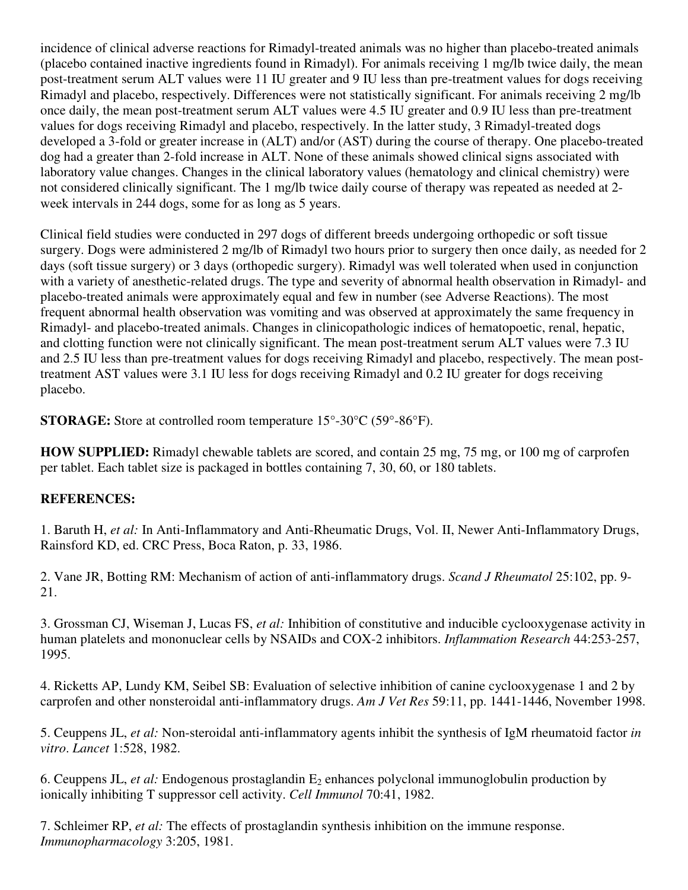incidence of clinical adverse reactions for Rimadyl-treated animals was no higher than placebo-treated animals (placebo contained inactive ingredients found in Rimadyl). For animals receiving 1 mg/lb twice daily, the mean post-treatment serum ALT values were 11 IU greater and 9 IU less than pre-treatment values for dogs receiving Rimadyl and placebo, respectively. Differences were not statistically significant. For animals receiving 2 mg/lb once daily, the mean post-treatment serum ALT values were 4.5 IU greater and 0.9 IU less than pre-treatment values for dogs receiving Rimadyl and placebo, respectively. In the latter study, 3 Rimadyl-treated dogs developed a 3-fold or greater increase in (ALT) and/or (AST) during the course of therapy. One placebo-treated dog had a greater than 2-fold increase in ALT. None of these animals showed clinical signs associated with laboratory value changes. Changes in the clinical laboratory values (hematology and clinical chemistry) were not considered clinically significant. The 1 mg/lb twice daily course of therapy was repeated as needed at 2-week intervals in 244 dogs, some for as long as 5 years.

Clinical field studies were conducted in 297 dogs of different breeds undergoing orthopedic or soft tissue surgery. Dogs were administered 2 mg/lb of Rimadyl two hours prior to surgery then once daily, as needed for 2 days (soft tissue surgery) or 3 days (orthopedic surgery). Rimadyl was well tolerated when used in conjunction with a variety of anesthetic-related drugs. The type and severity of abnormal health observation in Rimadyl- and placebo-treated animals were approximately equal and few in number (see Adverse Reactions). The most frequent abnormal health observation was vomiting and was observed at approximately the same frequency in Rimadyl- and placebo-treated animals. Changes in clinicopathologic indices of hematopoetic, renal, hepatic, and clotting function were not clinically significant. The mean post-treatment serum ALT values were 7.3 IU and 2.5 IU less than pre-treatment values for dogs receiving Rimadyl and placebo, respectively. The mean post-treatment AST values were 3.1 IU less for dogs receiving Rimadyl and 0.2 IU greater for dogs receiving placebo.

**STORAGE:** Store at controlled room temperature 15°-30°C (59°-86°F).

**HOW SUPPLIED:** Rimadyl chewable tablets are scored, and contain 25 mg, 75 mg, or 100 mg of carprofen per tablet. Each tablet size is packaged in bottles containing 7, 30, 60, or 180 tablets.

**REFERENCES:**

1. Baruth H, *et al:* In Anti-Inflammatory and Anti-Rheumatic Drugs, Vol. II, Newer Anti-Inflammatory Drugs, Rainsford KD, ed. CRC Press, Boca Raton, p. 33, 1986.

2. Vane JR, Botting RM: Mechanism of action of anti-inflammatory drugs. *Scand J Rheumatol* 25:102, pp. 9-21.

3. Grossman CJ, Wiseman J, Lucas FS, *et al:* Inhibition of constitutive and inducible cyclooxygenase activity in human platelets and mononuclear cells by NSAIDs and COX-2 inhibitors. *Inflammation Research* 44:253-257, 1995.

4. Ricketts AP, Lundy KM, Seibel SB: Evaluation of selective inhibition of canine cyclooxygenase 1 and 2 by carprofen and other nonsteroidal anti-inflammatory drugs. *Am J Vet Res* 59:11, pp. 1441-1446, November 1998.

5. Ceuppens JL, *et al:* Non-steroidal anti-inflammatory agents inhibit the synthesis of IgM rheumatoid factor *in vitro*. *Lancet* 1:528, 1982.

6. Ceuppens JL, *et al:* Endogenous prostaglandin $E_2$ enhances polyclonal immunoglobulin production by ionically inhibiting T suppressor cell activity. *Cell Immunol* 70:41, 1982.

7. Schleimer RP, *et al:* The effects of prostaglandin synthesis inhibition on the immune response. *Immunopharmacology* 3:205, 1981.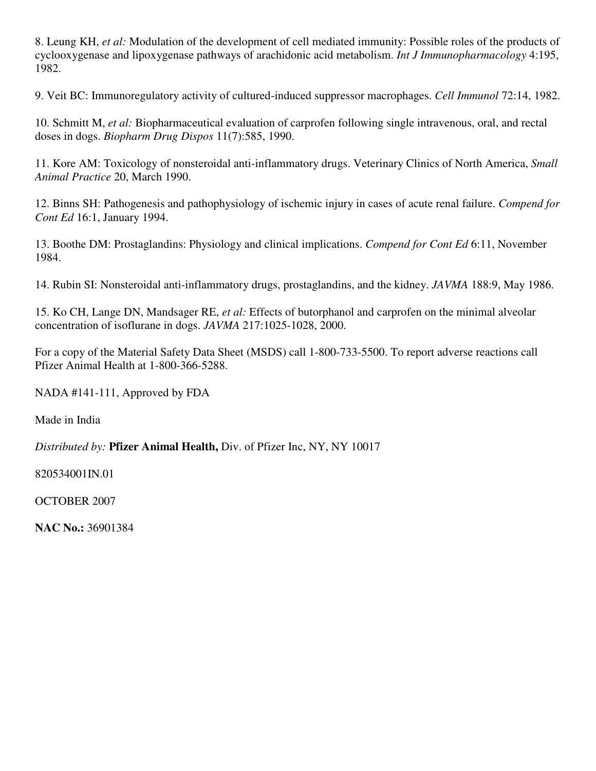8. Leung KH, *et al:* Modulation of the development of cell mediated immunity: Possible roles of the products of cyclooxygenase and lipoxygenase pathways of arachidonic acid metabolism. *Int J Immunopharmacology* 4:195, 1982.

9. Veit BC: Immunoregulatory activity of cultured-induced suppressor macrophages. *Cell Immunol* 72:14, 1982.

10. Schmitt M, *et al:* Biopharmaceutical evaluation of carprofen following single intravenous, oral, and rectal doses in dogs. *Biopharm Drug Dispos* 11(7):585, 1990.

11. Kore AM: Toxicology of nonsteroidal anti-inflammatory drugs. Veterinary Clinics of North America, *Small Animal Practice* 20, March 1990.

12. Binns SH: Pathogenesis and pathophysiology of ischemic injury in cases of acute renal failure. *Compend for Cont Ed* 16:1, January 1994.

13. Boothe DM: Prostaglandins: Physiology and clinical implications. *Compend for Cont Ed* 6:11, November 1984.

14. Rubin SI: Nonsteroidal anti-inflammatory drugs, prostaglandins, and the kidney. *JAVMA* 188:9, May 1986.

15. Ko CH, Lange DN, Mandsager RE, *et al:* Effects of butorphanol and carprofen on the minimal alveolar concentration of isoflurane in dogs. *JAVMA* 217:1025-1028, 2000.

For a copy of the Material Safety Data Sheet (MSDS) call 1-800-733-5500. To report adverse reactions call Pfizer Animal Health at 1-800-366-5288.

NADA #141-111, Approved by FDA

Made in India

*Distributed by:* **Pfizer Animal Health,** Div. of Pfizer Inc, NY, NY 10017

820534001IN.01

OCTOBER 2007

**NAC No.:** 36901384